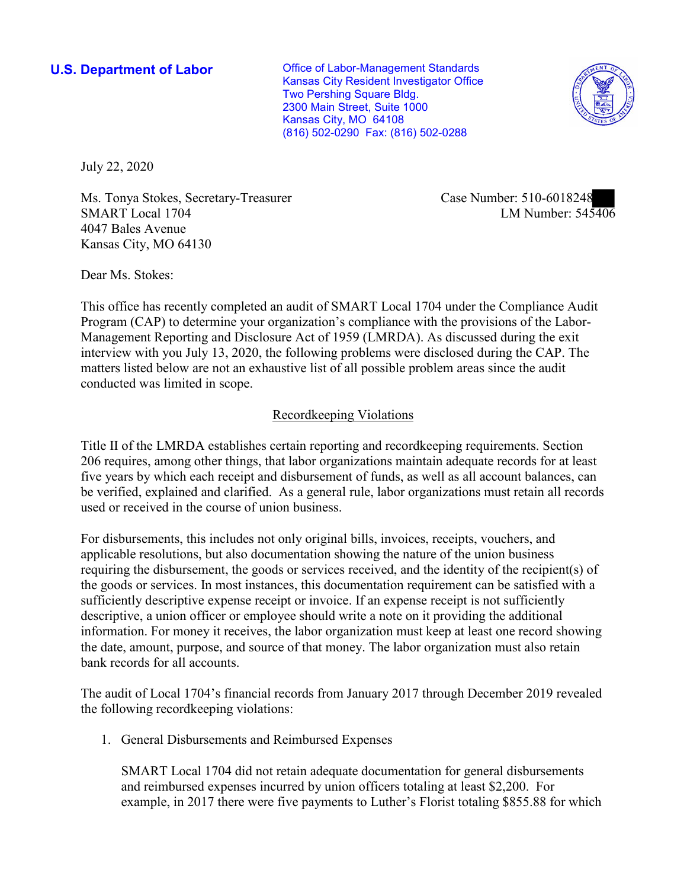**U.S. Department of Labor**

Office of Labor-Management Standards
Kansas City Resident Investigator Office
Two Pershing Square Bldg.
2300 Main Street, Suite 1000
Kansas City, MO 64108
(816) 502-0290 Fax: (816) 502-0288

July 22, 2020

Ms. Tonya Stokes, Secretary-Treasurer
SMART Local 1704
4047 Bales Avenue
Kansas City, MO 64130

Case Number: 510-6018248
LM Number: 545406

Dear Ms. Stokes:

This office has recently completed an audit of SMART Local 1704 under the Compliance Audit Program (CAP) to determine your organization's compliance with the provisions of the Labor-Management Reporting and Disclosure Act of 1959 (LMRDA). As discussed during the exit interview with you July 13, 2020, the following problems were disclosed during the CAP. The matters listed below are not an exhaustive list of all possible problem areas since the audit conducted was limited in scope.

## Recordkeeping Violations

Title II of the LMRDA establishes certain reporting and recordkeeping requirements. Section 206 requires, among other things, that labor organizations maintain adequate records for at least five years by which each receipt and disbursement of funds, as well as all account balances, can be verified, explained and clarified. As a general rule, labor organizations must retain all records used or received in the course of union business.

For disbursements, this includes not only original bills, invoices, receipts, vouchers, and applicable resolutions, but also documentation showing the nature of the union business requiring the disbursement, the goods or services received, and the identity of the recipient(s) of the goods or services. In most instances, this documentation requirement can be satisfied with a sufficiently descriptive expense receipt or invoice. If an expense receipt is not sufficiently descriptive, a union officer or employee should write a note on it providing the additional information. For money it receives, the labor organization must keep at least one record showing the date, amount, purpose, and source of that money. The labor organization must also retain bank records for all accounts.

The audit of Local 1704's financial records from January 2017 through December 2019 revealed the following recordkeeping violations:

1. General Disbursements and Reimbursed Expenses

   SMART Local 1704 did not retain adequate documentation for general disbursements and reimbursed expenses incurred by union officers totaling at least $2,200. For example, in 2017 there were five payments to Luther's Florist totaling $855.88 for which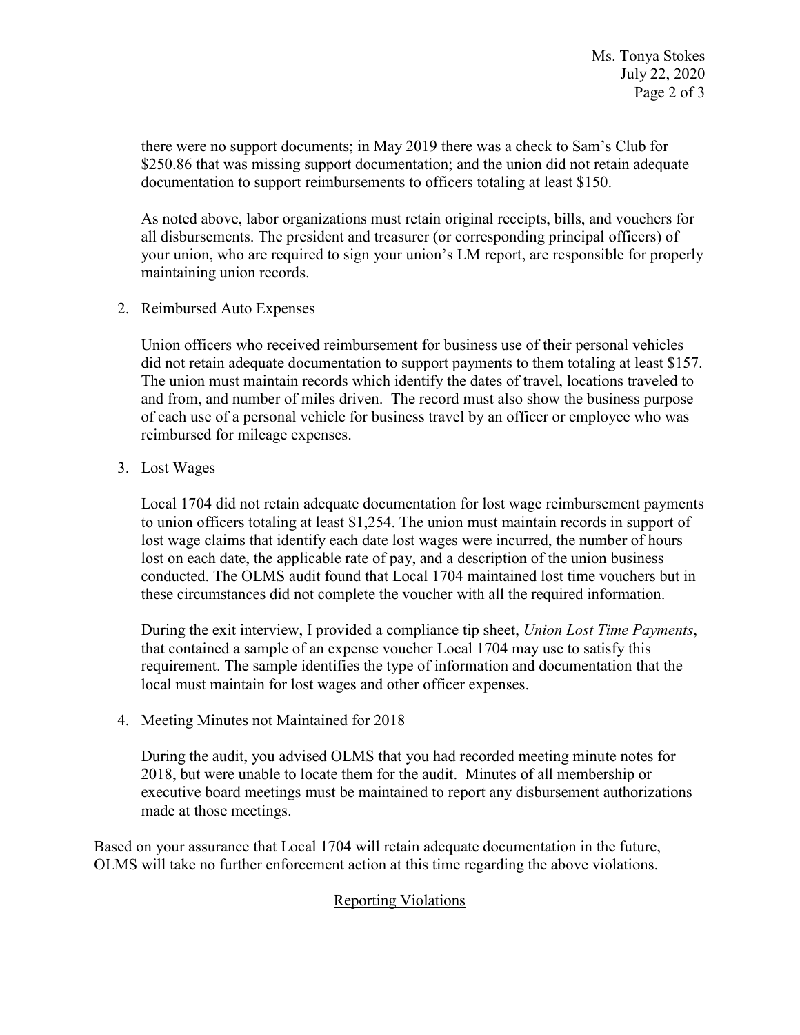there were no support documents; in May 2019 there was a check to Sam's Club for $250.86 that was missing support documentation; and the union did not retain adequate documentation to support reimbursements to officers totaling at least $150.

As noted above, labor organizations must retain original receipts, bills, and vouchers for all disbursements. The president and treasurer (or corresponding principal officers) of your union, who are required to sign your union's LM report, are responsible for properly maintaining union records.

2. Reimbursed Auto Expenses

   Union officers who received reimbursement for business use of their personal vehicles did not retain adequate documentation to support payments to them totaling at least $157. The union must maintain records which identify the dates of travel, locations traveled to and from, and number of miles driven. The record must also show the business purpose of each use of a personal vehicle for business travel by an officer or employee who was reimbursed for mileage expenses.

3. Lost Wages

   Local 1704 did not retain adequate documentation for lost wage reimbursement payments to union officers totaling at least $1,254. The union must maintain records in support of lost wage claims that identify each date lost wages were incurred, the number of hours lost on each date, the applicable rate of pay, and a description of the union business conducted. The OLMS audit found that Local 1704 maintained lost time vouchers but in these circumstances did not complete the voucher with all the required information.

   During the exit interview, I provided a compliance tip sheet, *Union Lost Time Payments*, that contained a sample of an expense voucher Local 1704 may use to satisfy this requirement. The sample identifies the type of information and documentation that the local must maintain for lost wages and other officer expenses.

4. Meeting Minutes not Maintained for 2018

   During the audit, you advised OLMS that you had recorded meeting minute notes for 2018, but were unable to locate them for the audit. Minutes of all membership or executive board meetings must be maintained to report any disbursement authorizations made at those meetings.

Based on your assurance that Local 1704 will retain adequate documentation in the future, OLMS will take no further enforcement action at this time regarding the above violations.

## Reporting Violations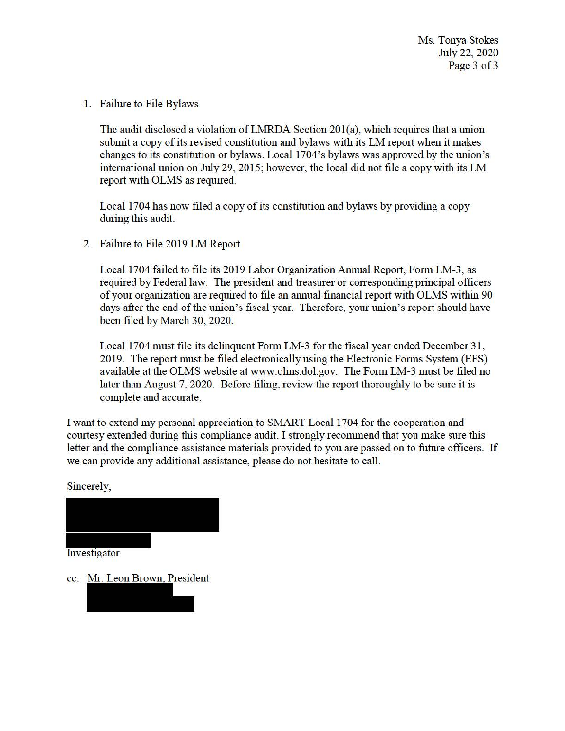1. Failure to File Bylaws

   The audit disclosed a violation of LMRDA Section 201(a), which requires that a union submit a copy of its revised constitution and bylaws with its LM report when it makes changes to its constitution or bylaws. Local 1704's bylaws was approved by the union's international union on July 29, 2015; however, the local did not file a copy with its LM report with OLMS as required.

   Local 1704 has now filed a copy of its constitution and bylaws by providing a copy during this audit.

2. Failure to File 2019 LM Report

   Local 1704 failed to file its 2019 Labor Organization Annual Report, Form LM-3, as required by Federal law. The president and treasurer or corresponding principal officers of your organization are required to file an annual financial report with OLMS within 90 days after the end of the union's fiscal year. Therefore, your union's report should have been filed by March 30, 2020.

   Local 1704 must file its delinquent Form LM-3 for the fiscal year ended December 31, 2019. The report must be filed electronically using the Electronic Forms System (EFS) available at the OLMS website at www.olms.dol.gov. The Form LM-3 must be filed no later than August 7, 2020. Before filing, review the report thoroughly to be sure it is complete and accurate.

I want to extend my personal appreciation to SMART Local 1704 for the cooperation and courtesy extended during this compliance audit. I strongly recommend that you make sure this letter and the compliance assistance materials provided to you are passed on to future officers. If we can provide any additional assistance, please do not hesitate to call.

Sincerely,

Investigator

cc: Mr. Leon Brown, President